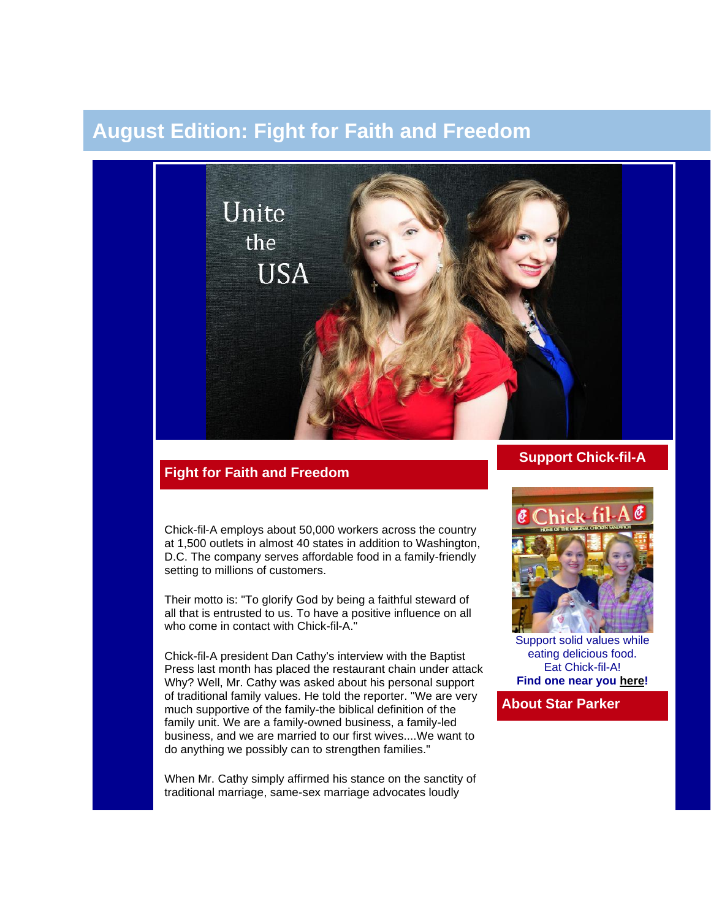# August Edition: Fight for Faith and Freedom

Unite the USA

## Fight for Faith and Freedom

Chick-fil-A employs about 50,000 workers across the country at 1,500 outlets in almost 40 states in addition to Washington, D.C. The company serves affordable food in a family-friendly setting to millions of customers.

Their motto is: "To glorify God by being a faithful steward of all that is entrusted to us. To have a positive influence on all who come in contact with Chick-fil-A."

Chick-fil-A president Dan Cathy's interview with the Baptist Press last month has placed the restaurant chain under attack Why? Well, Mr. Cathy was asked about his personal support of traditional family values. He told the reporter. "We are very much supportive of the family-the biblical definition of the family unit. We are a family-owned business, a family-led business, and we are married to our first wives....We want to do anything we possibly can to strengthen families."

When Mr. Cathy simply affirmed his stance on the sanctity of traditional marriage, same-sex marriage advocates loudly

## Support Chick-fil-A

Support solid values while eating delicious food. Eat Chick-fil-A!

**Find one near you here!**

## About Star Parker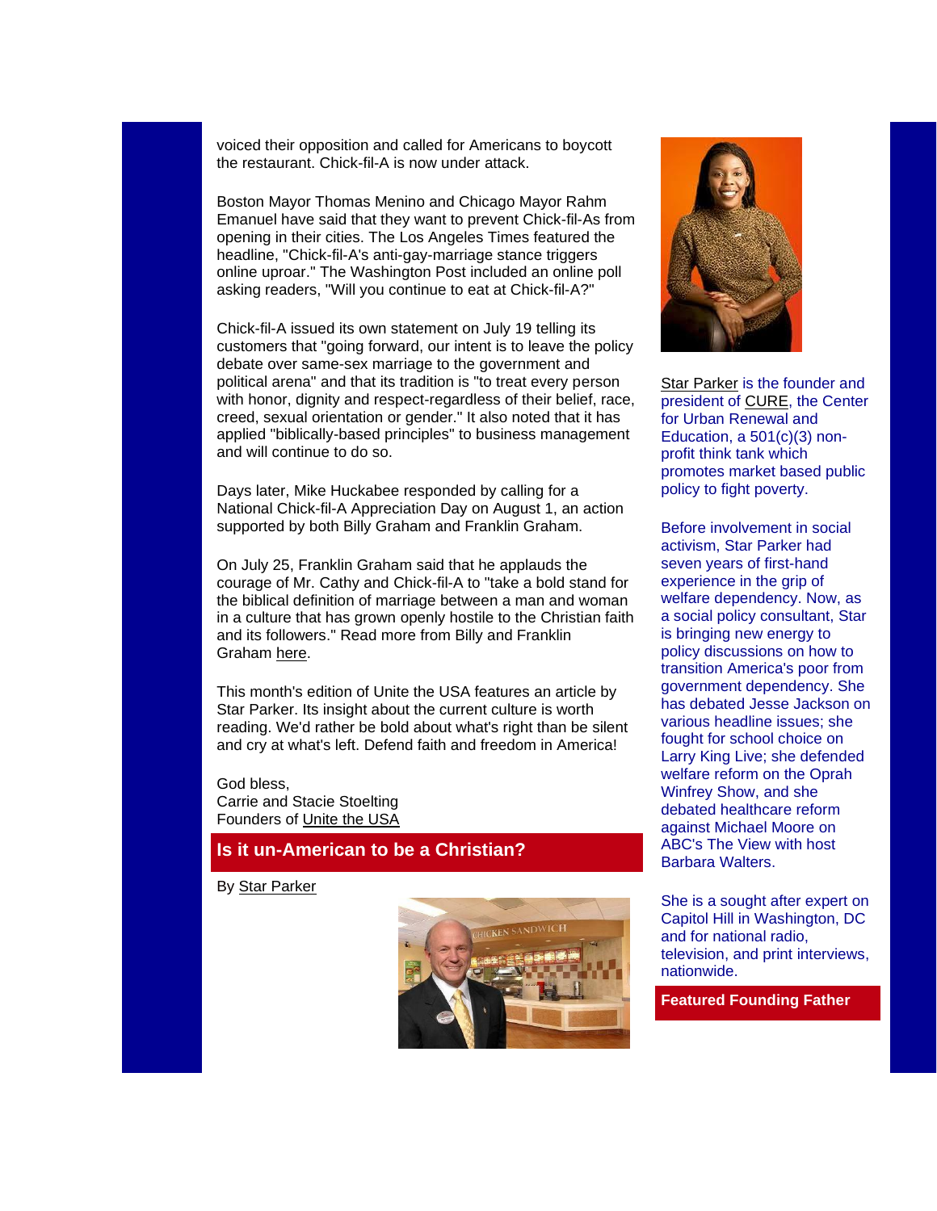voiced their opposition and called for Americans to boycott the restaurant. Chick-fil-A is now under attack.

Boston Mayor Thomas Menino and Chicago Mayor Rahm Emanuel have said that they want to prevent Chick-fil-As from opening in their cities. The Los Angeles Times featured the headline, "Chick-fil-A's anti-gay-marriage stance triggers online uproar." The Washington Post included an online poll asking readers, "Will you continue to eat at Chick-fil-A?"

Chick-fil-A issued its own statement on July 19 telling its customers that "going forward, our intent is to leave the policy debate over same-sex marriage to the government and political arena" and that its tradition is "to treat every person with honor, dignity and respect-regardless of their belief, race, creed, sexual orientation or gender." It also noted that it has applied "biblically-based principles" to business management and will continue to do so.

Days later, Mike Huckabee responded by calling for a National Chick-fil-A Appreciation Day on August 1, an action supported by both Billy Graham and Franklin Graham.

On July 25, Franklin Graham said that he applauds the courage of Mr. Cathy and Chick-fil-A to "take a bold stand for the biblical definition of marriage between a man and woman in a culture that has grown openly hostile to the Christian faith and its followers." Read more from Billy and Franklin Graham here.

This month's edition of Unite the USA features an article by Star Parker. Its insight about the current culture is worth reading. We'd rather be bold about what's right than be silent and cry at what's left. Defend faith and freedom in America!

God bless,
Carrie and Stacie Stoelting
Founders of Unite the USA

## Is it un-American to be a Christian?

By Star Parker

Star Parker is the founder and president of CURE, the Center for Urban Renewal and Education, a 501(c)(3) non-profit think tank which promotes market based public policy to fight poverty.

Before involvement in social activism, Star Parker had seven years of first-hand experience in the grip of welfare dependency. Now, as a social policy consultant, Star is bringing new energy to policy discussions on how to transition America's poor from government dependency. She has debated Jesse Jackson on various headline issues; she fought for school choice on Larry King Live; she defended welfare reform on the Oprah Winfrey Show, and she debated healthcare reform against Michael Moore on ABC's The View with host Barbara Walters.

She is a sought after expert on Capitol Hill in Washington, DC and for national radio, television, and print interviews, nationwide.

## Featured Founding Father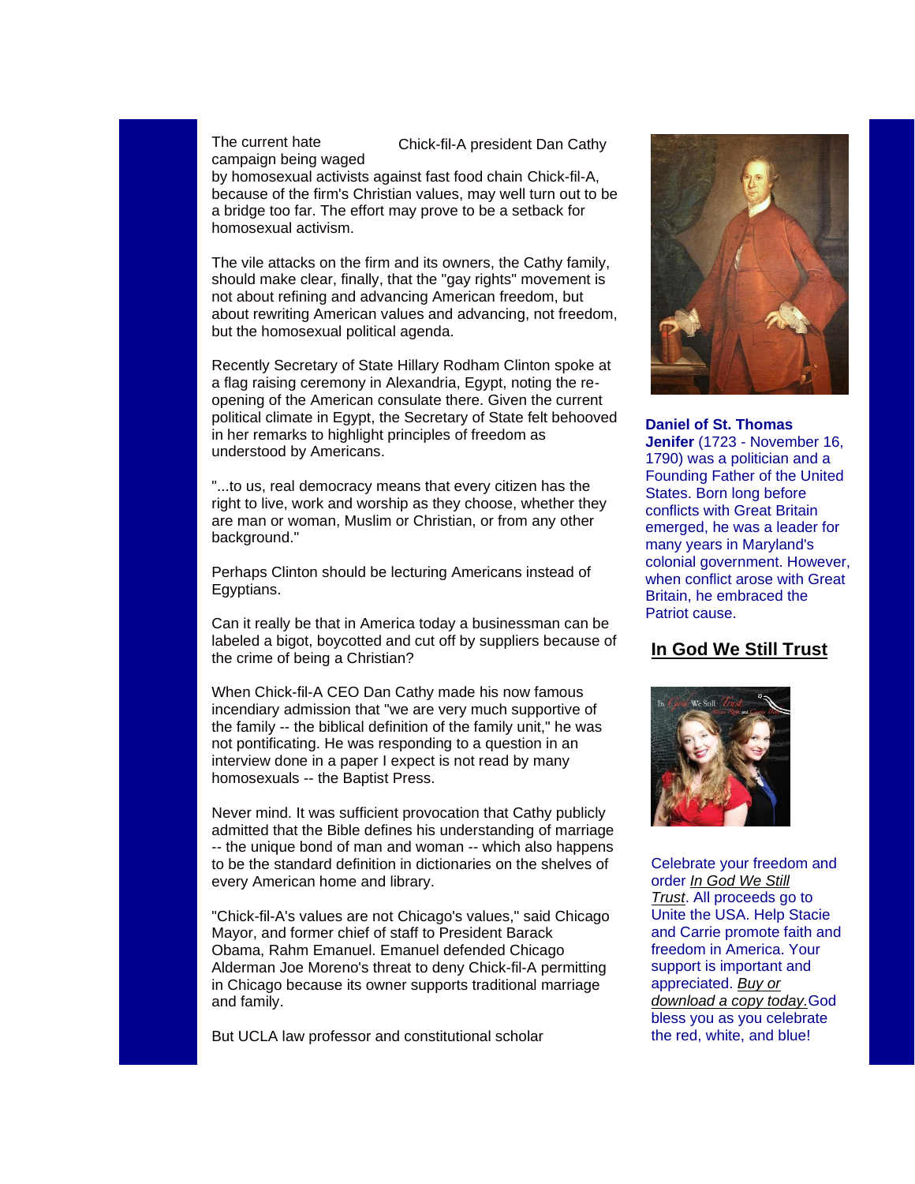The current hate campaign being waged by homosexual activists against fast food chain Chick-fil-A, because of the firm's Christian values, may well turn out to be a bridge too far. The effort may prove to be a setback for homosexual activism.

Chick-fil-A president Dan Cathy

The vile attacks on the firm and its owners, the Cathy family, should make clear, finally, that the "gay rights" movement is not about refining and advancing American freedom, but about rewriting American values and advancing, not freedom, but the homosexual political agenda.

Recently Secretary of State Hillary Rodham Clinton spoke at a flag raising ceremony in Alexandria, Egypt, noting the re-opening of the American consulate there. Given the current political climate in Egypt, the Secretary of State felt behooved in her remarks to highlight principles of freedom as understood by Americans.

"...to us, real democracy means that every citizen has the right to live, work and worship as they choose, whether they are man or woman, Muslim or Christian, or from any other background."

Perhaps Clinton should be lecturing Americans instead of Egyptians.

Can it really be that in America today a businessman can be labeled a bigot, boycotted and cut off by suppliers because of the crime of being a Christian?

When Chick-fil-A CEO Dan Cathy made his now famous incendiary admission that "we are very much supportive of the family -- the biblical definition of the family unit," he was not pontificating. He was responding to a question in an interview done in a paper I expect is not read by many homosexuals -- the Baptist Press.

Never mind. It was sufficient provocation that Cathy publicly admitted that the Bible defines his understanding of marriage -- the unique bond of man and woman -- which also happens to be the standard definition in dictionaries on the shelves of every American home and library.

"Chick-fil-A's values are not Chicago's values," said Chicago Mayor, and former chief of staff to President Barack Obama, Rahm Emanuel. Emanuel defended Chicago Alderman Joe Moreno's threat to deny Chick-fil-A permitting in Chicago because its owner supports traditional marriage and family.

But UCLA law professor and constitutional scholar

**Daniel of St. Thomas Jenifer** (1723 - November 16, 1790) was a politician and a Founding Father of the United States. Born long before conflicts with Great Britain emerged, he was a leader for many years in Maryland's colonial government. However, when conflict arose with Great Britain, he embraced the Patriot cause.

## In God We Still Trust

Celebrate your freedom and order *In God We Still Trust*. All proceeds go to Unite the USA. Help Stacie and Carrie promote faith and freedom in America. Your support is important and appreciated. *Buy or download a copy today.* God bless you as you celebrate the red, white, and blue!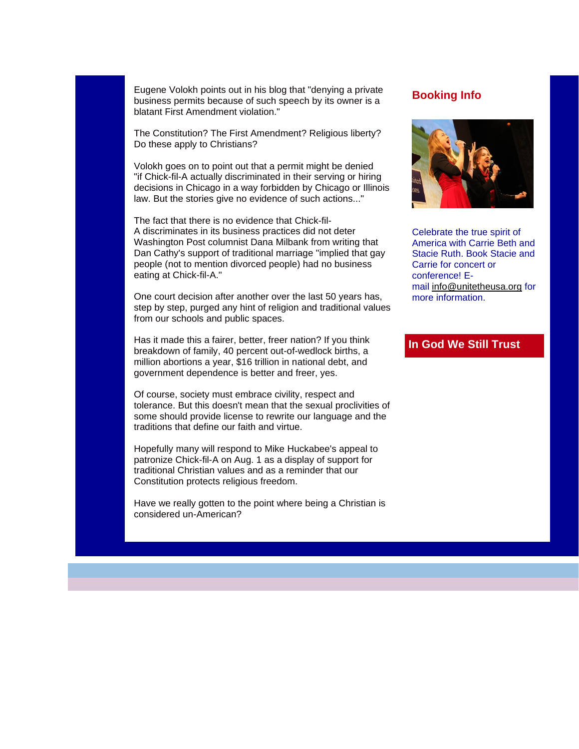Eugene Volokh points out in his blog that "denying a private business permits because of such speech by its owner is a blatant First Amendment violation."

The Constitution? The First Amendment? Religious liberty? Do these apply to Christians?

Volokh goes on to point out that a permit might be denied "if Chick-fil-A actually discriminated in their serving or hiring decisions in Chicago in a way forbidden by Chicago or Illinois law. But the stories give no evidence of such actions..."

The fact that there is no evidence that Chick-fil-A discriminates in its business practices did not deter Washington Post columnist Dana Milbank from writing that Dan Cathy's support of traditional marriage "implied that gay people (not to mention divorced people) had no business eating at Chick-fil-A."

One court decision after another over the last 50 years has, step by step, purged any hint of religion and traditional values from our schools and public spaces.

Has it made this a fairer, better, freer nation? If you think breakdown of family, 40 percent out-of-wedlock births, a million abortions a year, $16 trillion in national debt, and government dependence is better and freer, yes.

Of course, society must embrace civility, respect and tolerance. But this doesn't mean that the sexual proclivities of some should provide license to rewrite our language and the traditions that define our faith and virtue.

Hopefully many will respond to Mike Huckabee's appeal to patronize Chick-fil-A on Aug. 1 as a display of support for traditional Christian values and as a reminder that our Constitution protects religious freedom.

Have we really gotten to the point where being a Christian is considered un-American?

## Booking Info

Celebrate the true spirit of America with Carrie Beth and Stacie Ruth. Book Stacie and Carrie for concert or conference! E-mail info@unitetheusa.org for more information.

## In God We Still Trust